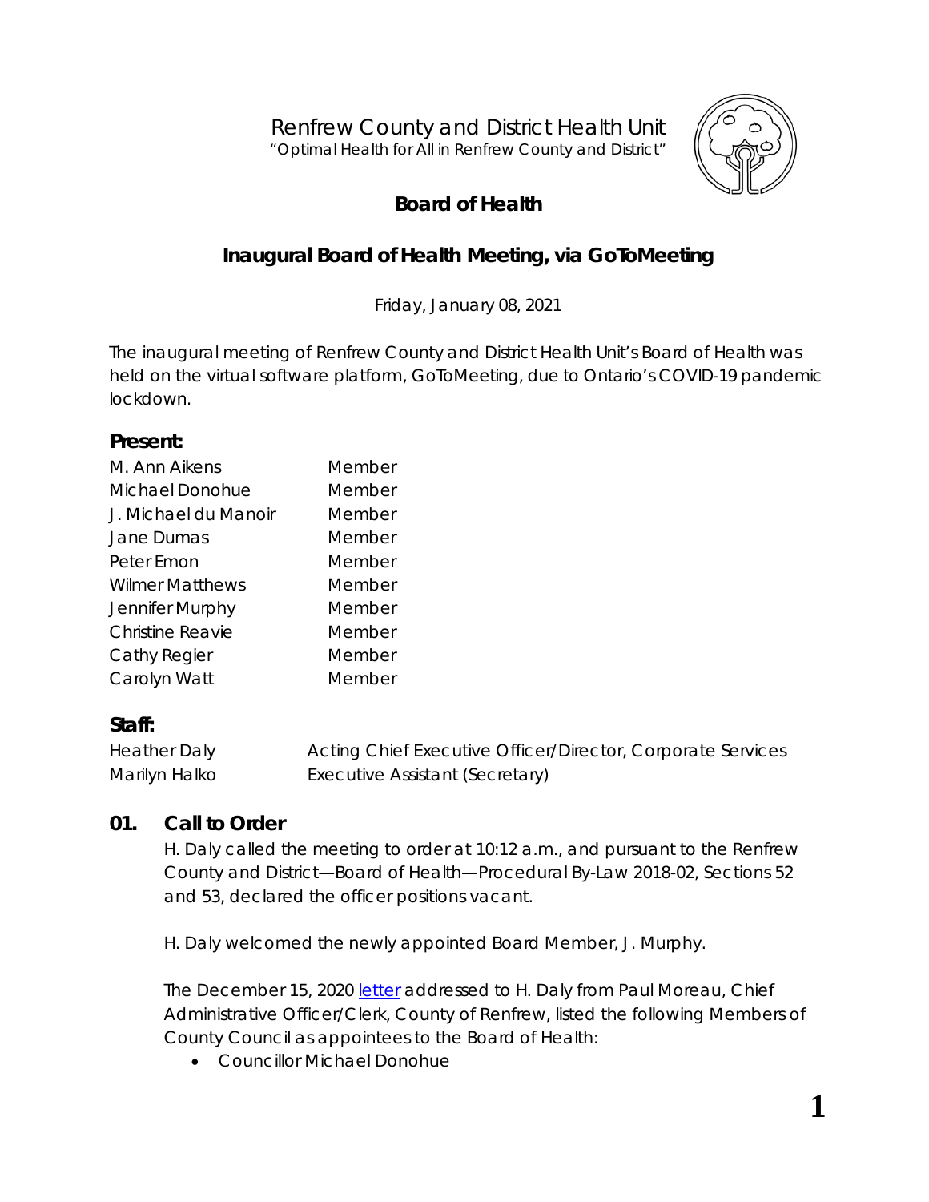# Renfrew County and District Health Unit

"Optimal Health for All in Renfrew County and District"

## Board of Health

## Inaugural Board of Health Meeting, via GoToMeeting

Friday, January 08, 2021

The inaugural meeting of Renfrew County and District Health Unit's Board of Health was held on the virtual software platform, GoToMeeting, due to Ontario's COVID-19 pandemic lockdown.

### Present:

| | |
|---|---|
| M. Ann Aikens | Member |
| Michael Donohue | Member |
| J. Michael du Manoir | Member |
| Jane Dumas | Member |
| Peter Emon | Member |
| Wilmer Matthews | Member |
| Jennifer Murphy | Member |
| Christine Reavie | Member |
| Cathy Regier | Member |
| Carolyn Watt | Member |

### Staff:

| | |
|---|---|
| Heather Daly | Acting Chief Executive Officer/Director, Corporate Services |
| Marilyn Halko | Executive Assistant (Secretary) |

### 01. Call to Order

H. Daly called the meeting to order at 10:12 a.m., and pursuant to the Renfrew County and District—Board of Health—Procedural By-Law 2018-02, Sections 52 and 53, declared the officer positions vacant.

H. Daly welcomed the newly appointed Board Member, J. Murphy.

The December 15, 2020 letter addressed to H. Daly from Paul Moreau, Chief Administrative Officer/Clerk, County of Renfrew, listed the following Members of County Council as appointees to the Board of Health:

- Councillor Michael Donohue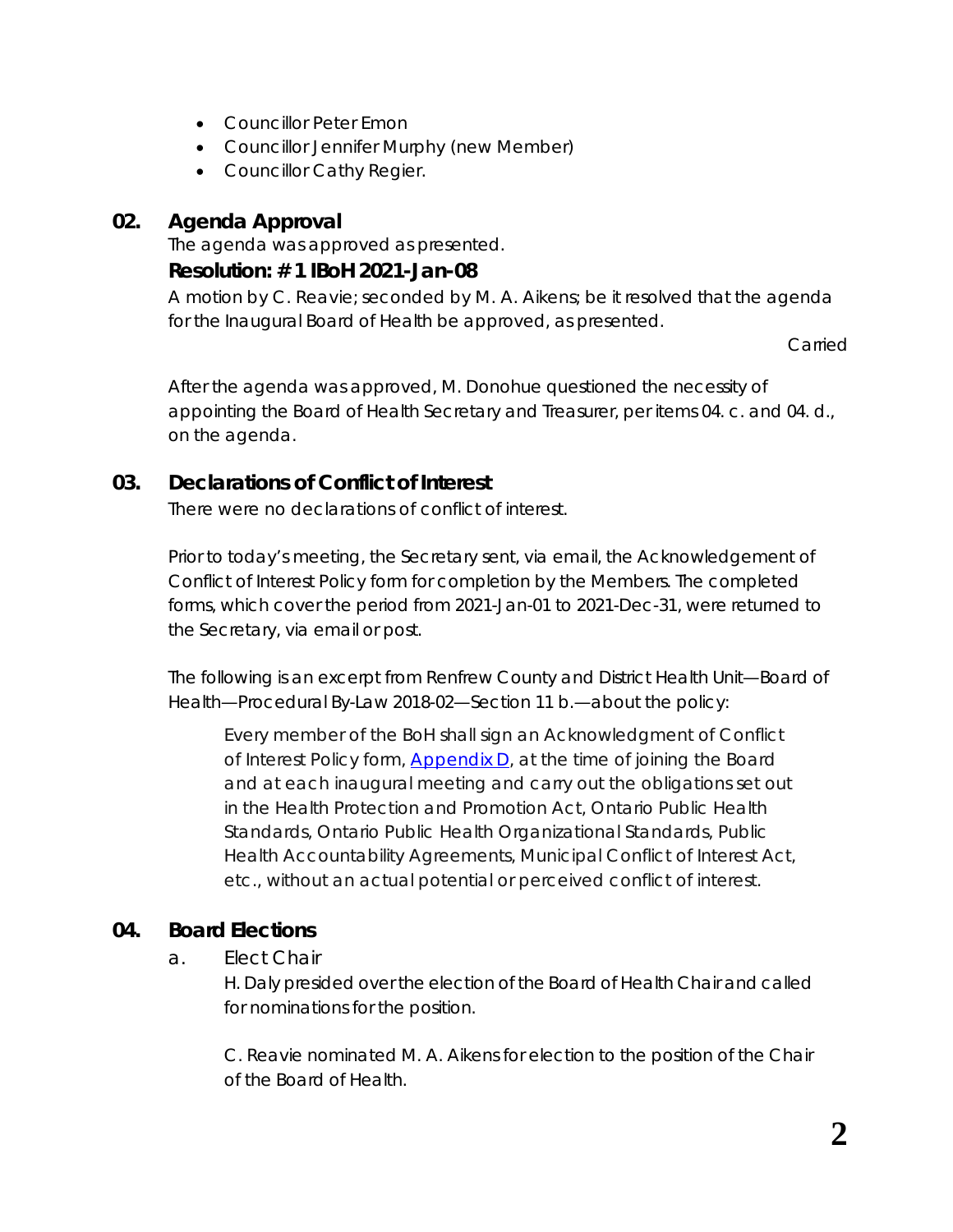- Councillor Peter Emon
- Councillor Jennifer Murphy (new Member)
- Councillor Cathy Regier.

## 02. Agenda Approval

The agenda was approved as presented.

### Resolution: # 1 IBoH 2021-Jan-08

A motion by C. Reavie; seconded by M. A. Aikens; be it resolved that the agenda for the Inaugural Board of Health be approved, as presented.

Carried

After the agenda was approved, M. Donohue questioned the necessity of appointing the Board of Health Secretary and Treasurer, per items 04. c. and 04. d., on the agenda.

## 03. Declarations of Conflict of Interest

There were no declarations of conflict of interest.

Prior to today's meeting, the Secretary sent, via email, the Acknowledgement of Conflict of Interest Policy form for completion by the Members. The completed forms, which cover the period from 2021-Jan-01 to 2021-Dec-31, were returned to the Secretary, via email or post.

The following is an excerpt from Renfrew County and District Health Unit—Board of Health—Procedural By-Law 2018-02—Section 11 b.—about the policy:

> Every member of the BoH shall sign an Acknowledgment of Conflict of Interest Policy form, Appendix D, at the time of joining the Board and at each inaugural meeting and carry out the obligations set out in the Health Protection and Promotion Act, Ontario Public Health Standards, Ontario Public Health Organizational Standards, Public Health Accountability Agreements, Municipal Conflict of Interest Act, etc., without an actual potential or perceived conflict of interest.

## 04. Board Elections

a. Elect Chair

H. Daly presided over the election of the Board of Health Chair and called for nominations for the position.

C. Reavie nominated M. A. Aikens for election to the position of the Chair of the Board of Health.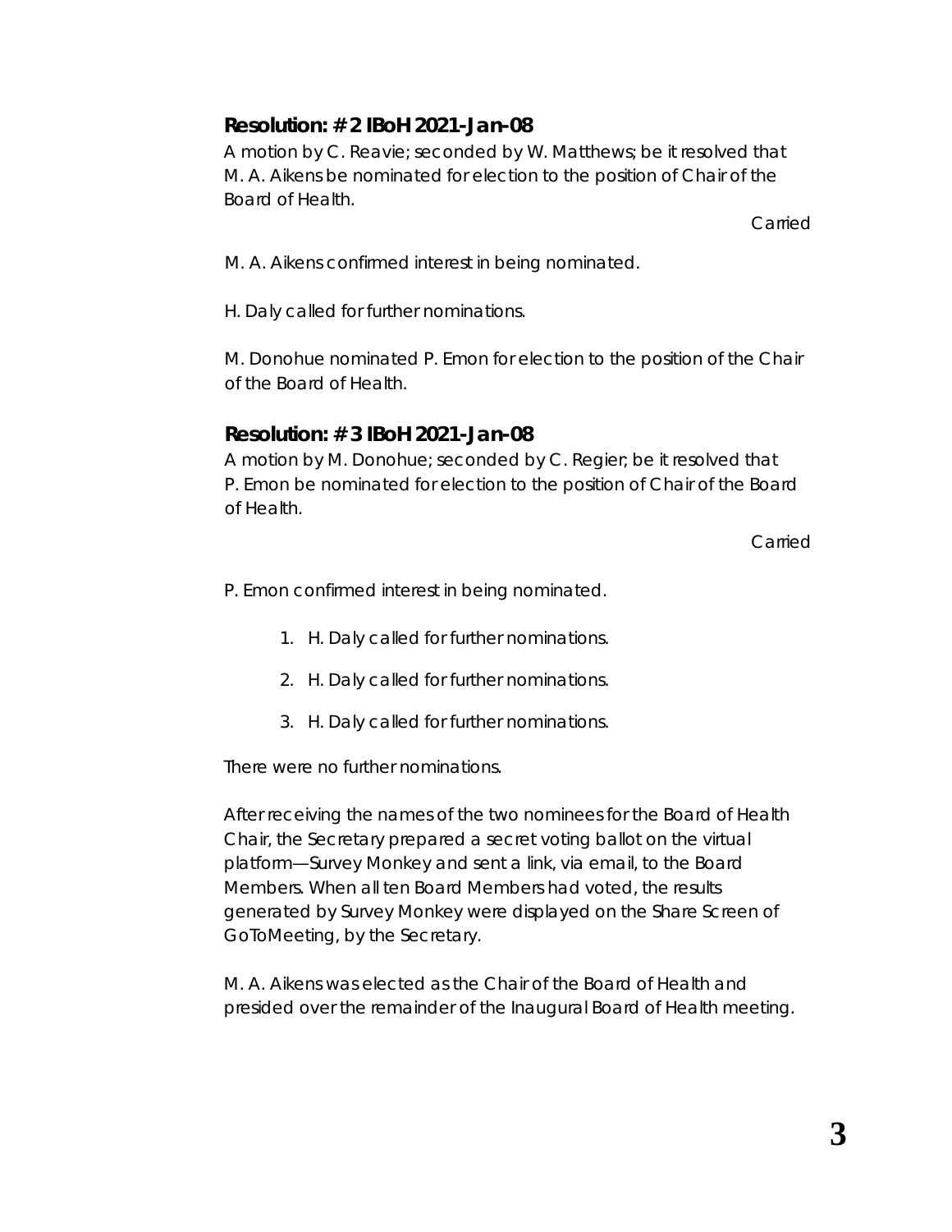### Resolution: # 2 IBoH 2021-Jan-08

A motion by C. Reavie; seconded by W. Matthews; be it resolved that M. A. Aikens be nominated for election to the position of Chair of the Board of Health.

Carried

M. A. Aikens confirmed interest in being nominated.

H. Daly called for further nominations.

M. Donohue nominated P. Emon for election to the position of the Chair of the Board of Health.

### Resolution: # 3 IBoH 2021-Jan-08

A motion by M. Donohue; seconded by C. Regier; be it resolved that P. Emon be nominated for election to the position of Chair of the Board of Health.

Carried

P. Emon confirmed interest in being nominated.

1. H. Daly called for further nominations.
2. H. Daly called for further nominations.
3. H. Daly called for further nominations.

There were no further nominations.

After receiving the names of the two nominees for the Board of Health Chair, the Secretary prepared a secret voting ballot on the virtual platform—Survey Monkey and sent a link, via email, to the Board Members. When all ten Board Members had voted, the results generated by Survey Monkey were displayed on the Share Screen of GoToMeeting, by the Secretary.

M. A. Aikens was elected as the Chair of the Board of Health and presided over the remainder of the Inaugural Board of Health meeting.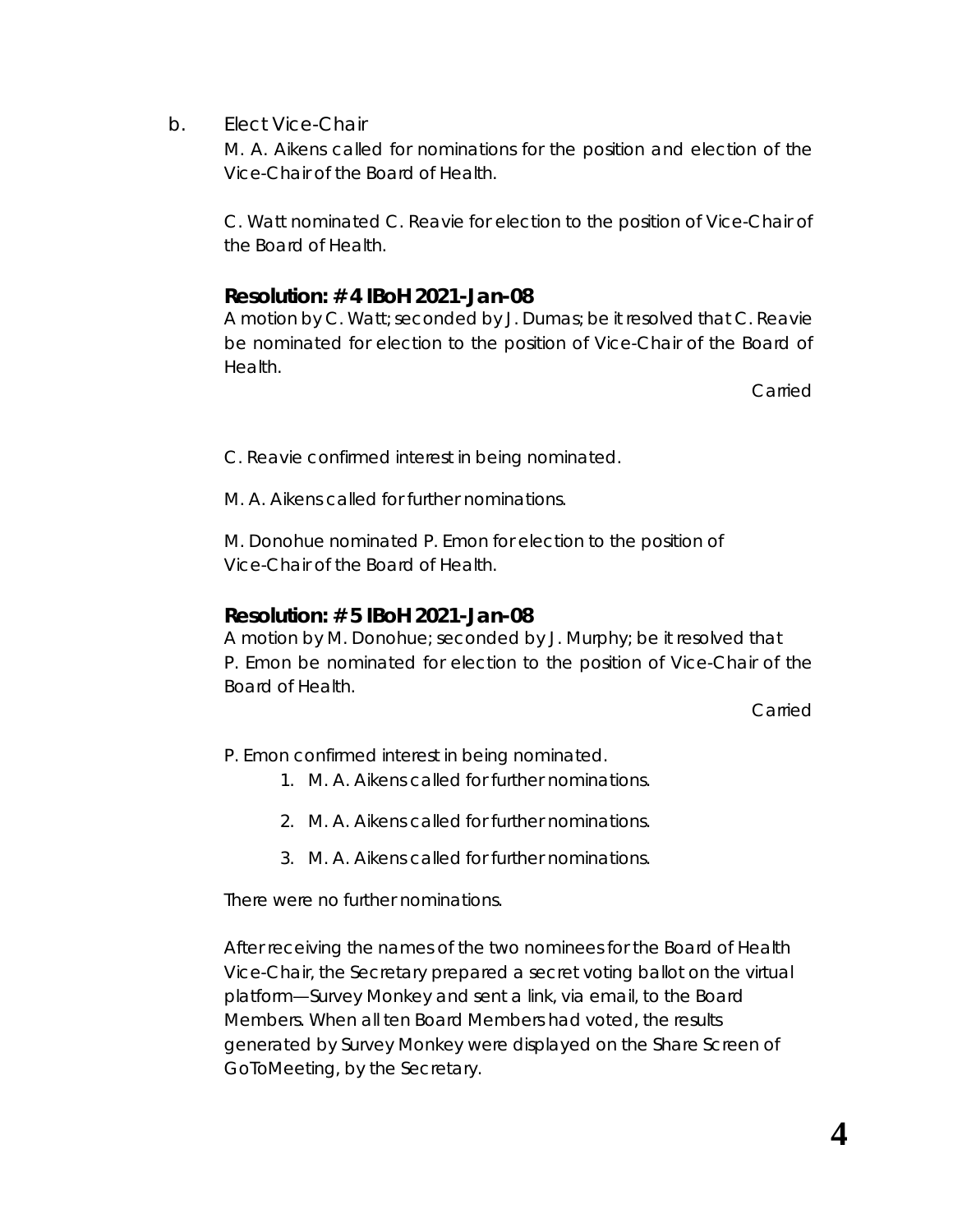b. Elect Vice-Chair

M. A. Aikens called for nominations for the position and election of the Vice-Chair of the Board of Health.

C. Watt nominated C. Reavie for election to the position of Vice-Chair of the Board of Health.

**Resolution: # 4 IBoH 2021-Jan-08**

A motion by C. Watt; seconded by J. Dumas; be it resolved that C. Reavie be nominated for election to the position of Vice-Chair of the Board of Health.

Carried

C. Reavie confirmed interest in being nominated.

M. A. Aikens called for further nominations.

M. Donohue nominated P. Emon for election to the position of Vice-Chair of the Board of Health.

**Resolution: # 5 IBoH 2021-Jan-08**

A motion by M. Donohue; seconded by J. Murphy; be it resolved that P. Emon be nominated for election to the position of Vice-Chair of the Board of Health.

Carried

P. Emon confirmed interest in being nominated.

1. M. A. Aikens called for further nominations.
2. M. A. Aikens called for further nominations.
3. M. A. Aikens called for further nominations.

There were no further nominations.

After receiving the names of the two nominees for the Board of Health Vice-Chair, the Secretary prepared a secret voting ballot on the virtual platform—Survey Monkey and sent a link, via email, to the Board Members. When all ten Board Members had voted, the results generated by Survey Monkey were displayed on the Share Screen of GoToMeeting, by the Secretary.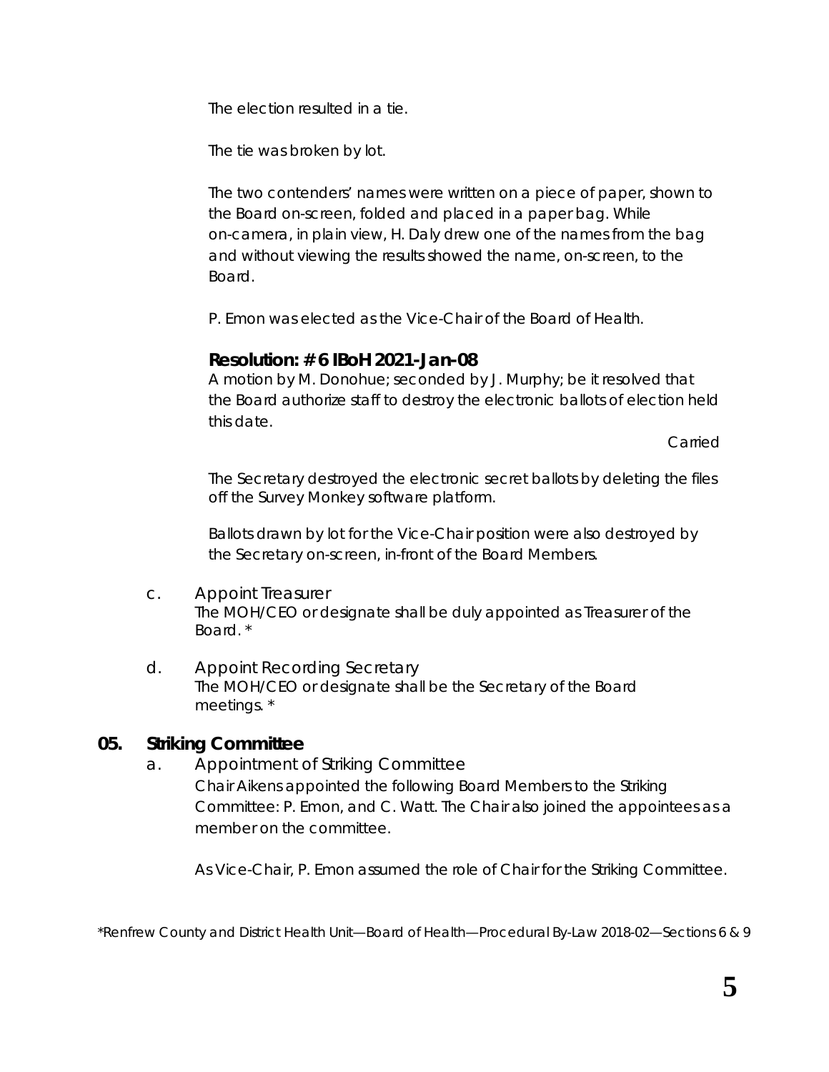The election resulted in a tie.

The tie was broken by lot.

The two contenders' names were written on a piece of paper, shown to the Board on-screen, folded and placed in a paper bag. While on-camera, in plain view, H. Daly drew one of the names from the bag and without viewing the results showed the name, on-screen, to the Board.

P. Emon was elected as the Vice-Chair of the Board of Health.

**Resolution: # 6 IBoH 2021-Jan-08**
A motion by M. Donohue; seconded by J. Murphy; be it resolved that the Board authorize staff to destroy the electronic ballots of election held this date.

Carried

The Secretary destroyed the electronic secret ballots by deleting the files off the Survey Monkey software platform.

Ballots drawn by lot for the Vice-Chair position were also destroyed by the Secretary on-screen, in-front of the Board Members.

c. Appoint Treasurer
The MOH/CEO or designate shall be duly appointed as Treasurer of the Board. *

d. Appoint Recording Secretary
The MOH/CEO or designate shall be the Secretary of the Board meetings. *

## 05. Striking Committee

a. Appointment of Striking Committee
Chair Aikens appointed the following Board Members to the Striking Committee: P. Emon, and C. Watt. The Chair also joined the appointees as a member on the committee.

As Vice-Chair, P. Emon assumed the role of Chair for the Striking Committee.

*Renfrew County and District Health Unit—Board of Health—Procedural By-Law 2018-02—Sections 6 & 9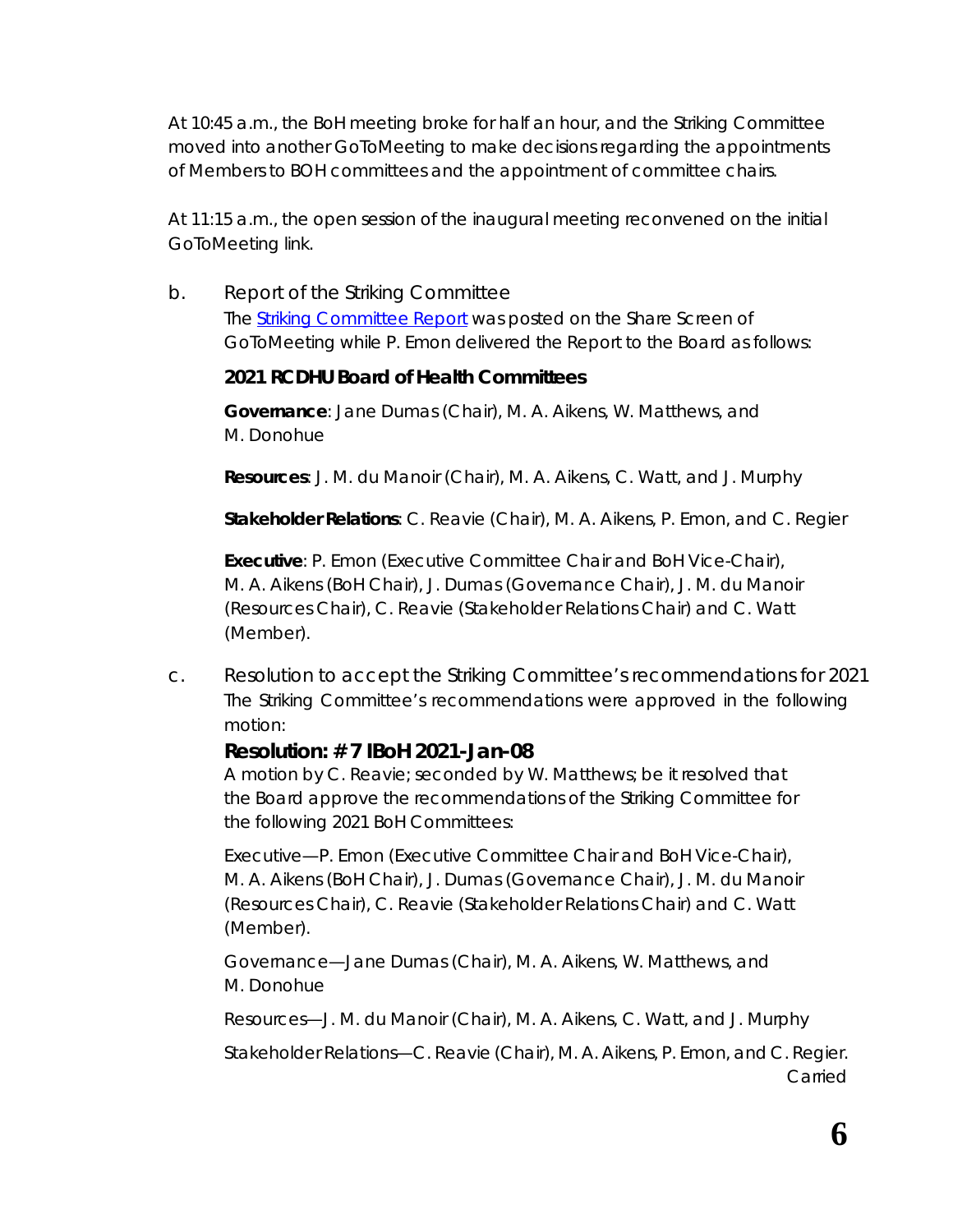At 10:45 a.m., the BoH meeting broke for half an hour, and the Striking Committee moved into another GoToMeeting to make decisions regarding the appointments of Members to BOH committees and the appointment of committee chairs.

At 11:15 a.m., the open session of the inaugural meeting reconvened on the initial GoToMeeting link.

b. Report of the Striking Committee

The [Striking Committee Report] was posted on the Share Screen of GoToMeeting while P. Emon delivered the Report to the Board as follows:

**2021 RCDHU Board of Health Committees**

**Governance**: Jane Dumas (Chair), M. A. Aikens, W. Matthews, and M. Donohue

**Resources**: J. M. du Manoir (Chair), M. A. Aikens, C. Watt, and J. Murphy

**Stakeholder Relations**: C. Reavie (Chair), M. A. Aikens, P. Emon, and C. Regier

**Executive**: P. Emon (Executive Committee Chair and BoH Vice-Chair), M. A. Aikens (BoH Chair), J. Dumas (Governance Chair), J. M. du Manoir (Resources Chair), C. Reavie (Stakeholder Relations Chair) and C. Watt (Member).

c. Resolution to accept the Striking Committee's recommendations for 2021

The Striking Committee's recommendations were approved in the following motion:

**Resolution: # 7 IBoH 2021-Jan-08**

A motion by C. Reavie; seconded by W. Matthews; be it resolved that the Board approve the recommendations of the Striking Committee for the following 2021 BoH Committees:

Executive—P. Emon (Executive Committee Chair and BoH Vice-Chair), M. A. Aikens (BoH Chair), J. Dumas (Governance Chair), J. M. du Manoir (Resources Chair), C. Reavie (Stakeholder Relations Chair) and C. Watt (Member).

Governance—Jane Dumas (Chair), M. A. Aikens, W. Matthews, and M. Donohue

Resources—J. M. du Manoir (Chair), M. A. Aikens, C. Watt, and J. Murphy

Stakeholder Relations—C. Reavie (Chair), M. A. Aikens, P. Emon, and C. Regier.

Carried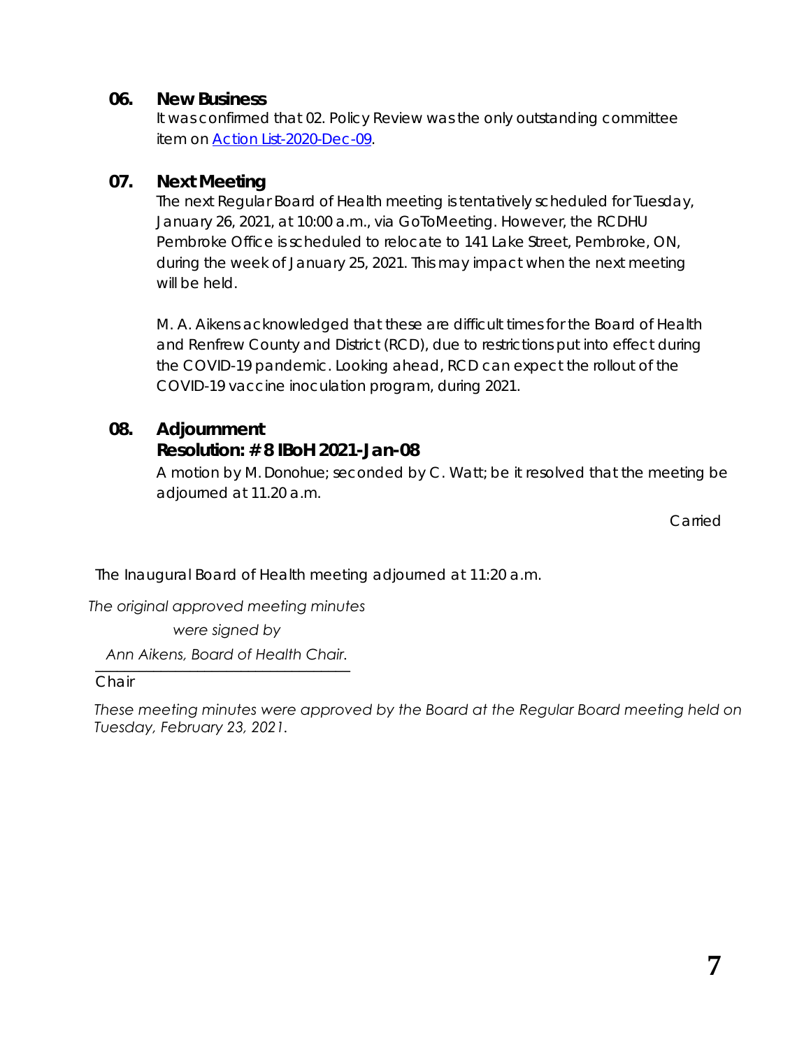## 06. New Business

It was confirmed that 02. Policy Review was the only outstanding committee item on [Action List-2020-Dec-09](Action List-2020-Dec-09).

## 07. Next Meeting

The next Regular Board of Health meeting is tentatively scheduled for Tuesday, January 26, 2021, at 10:00 a.m., via GoToMeeting. However, the RCDHU Pembroke Office is scheduled to relocate to 141 Lake Street, Pembroke, ON, during the week of January 25, 2021. This may impact when the next meeting will be held.

M. A. Aikens acknowledged that these are difficult times for the Board of Health and Renfrew County and District (RCD), due to restrictions put into effect during the COVID-19 pandemic. Looking ahead, RCD can expect the rollout of the COVID-19 vaccine inoculation program, during 2021.

## 08. Adjournment

**Resolution: # 8 IBoH 2021-Jan-08**

A motion by M. Donohue; seconded by C. Watt; be it resolved that the meeting be adjourned at 11.20 a.m.

Carried

The Inaugural Board of Health meeting adjourned at 11:20 a.m.

*The original approved meeting minutes were signed by Ann Aikens, Board of Health Chair.*

Chair

*These meeting minutes were approved by the Board at the Regular Board meeting held on Tuesday, February 23, 2021.*